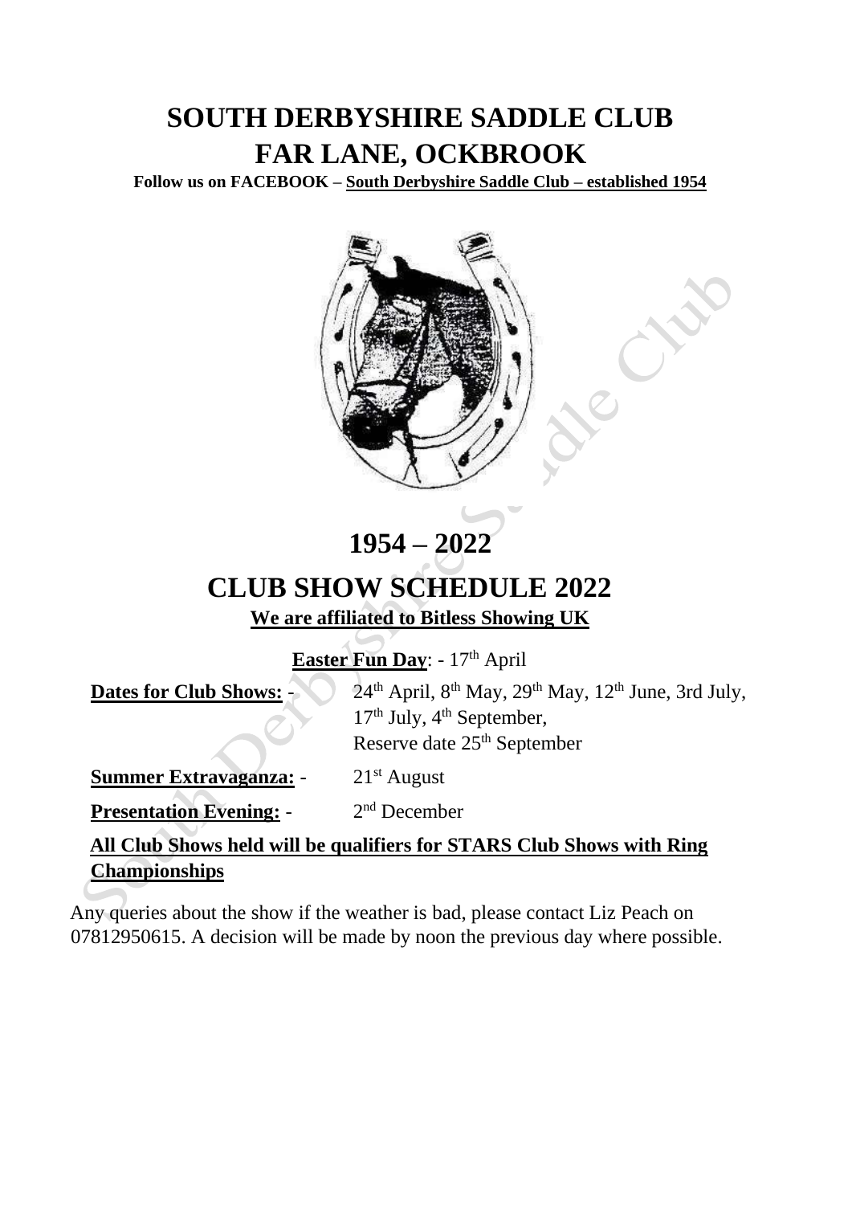# SOUTH DERBYSHIRE SADDLE CLUB
# FAR LANE, OCKBROOK

**Follow us on FACEBOOK – South Derbyshire Saddle Club – established 1954**

# 1954 – 2022

# CLUB SHOW SCHEDULE 2022

**We are affiliated to Bitless Showing UK**

**Easter Fun Day**: - 17th April

**Dates for Club Shows:** - 24th April, 8th May, 29th May, 12th June, 3rd July, 17th July, 4th September, Reserve date 25th September

**Summer Extravaganza:** - 21st August

**Presentation Evening:** - 2nd December

**All Club Shows held will be qualifiers for STARS Club Shows with Ring Championships**

Any queries about the show if the weather is bad, please contact Liz Peach on 07812950615. A decision will be made by noon the previous day where possible.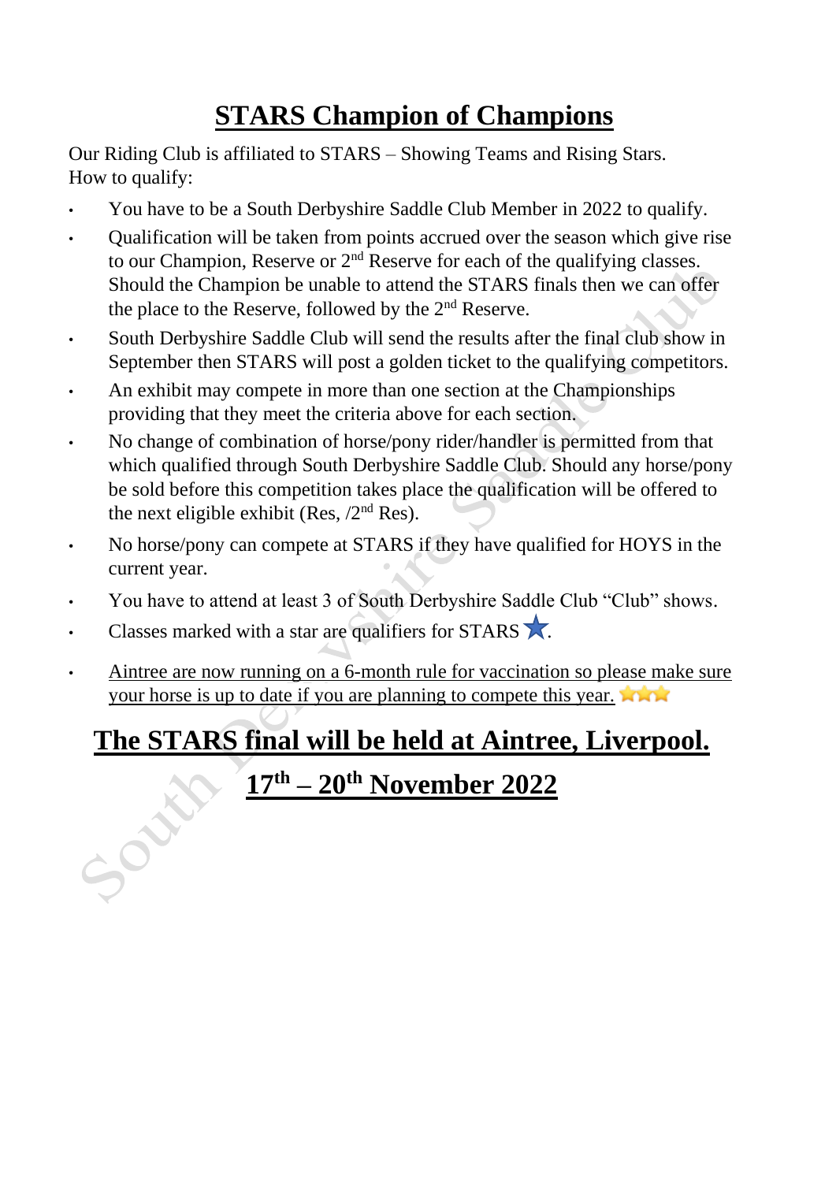# STARS Champion of Champions

Our Riding Club is affiliated to STARS – Showing Teams and Rising Stars.
How to qualify:

- You have to be a South Derbyshire Saddle Club Member in 2022 to qualify.
- Qualification will be taken from points accrued over the season which give rise to our Champion, Reserve or 2nd Reserve for each of the qualifying classes. Should the Champion be unable to attend the STARS finals then we can offer the place to the Reserve, followed by the 2nd Reserve.
- South Derbyshire Saddle Club will send the results after the final club show in September then STARS will post a golden ticket to the qualifying competitors.
- An exhibit may compete in more than one section at the Championships providing that they meet the criteria above for each section.
- No change of combination of horse/pony rider/handler is permitted from that which qualified through South Derbyshire Saddle Club. Should any horse/pony be sold before this competition takes place the qualification will be offered to the next eligible exhibit (Res, /2nd Res).
- No horse/pony can compete at STARS if they have qualified for HOYS in the current year.
- You have to attend at least 3 of South Derbyshire Saddle Club "Club" shows.
- Classes marked with a star are qualifiers for STARS ★.
- <u>Aintree are now running on a 6-month rule for vaccination so please make sure your horse is up to date if you are planning to compete this year.</u> ⭐⭐⭐

## <u>The STARS final will be held at Aintree, Liverpool.</u>

## <u>17th – 20th November 2022</u>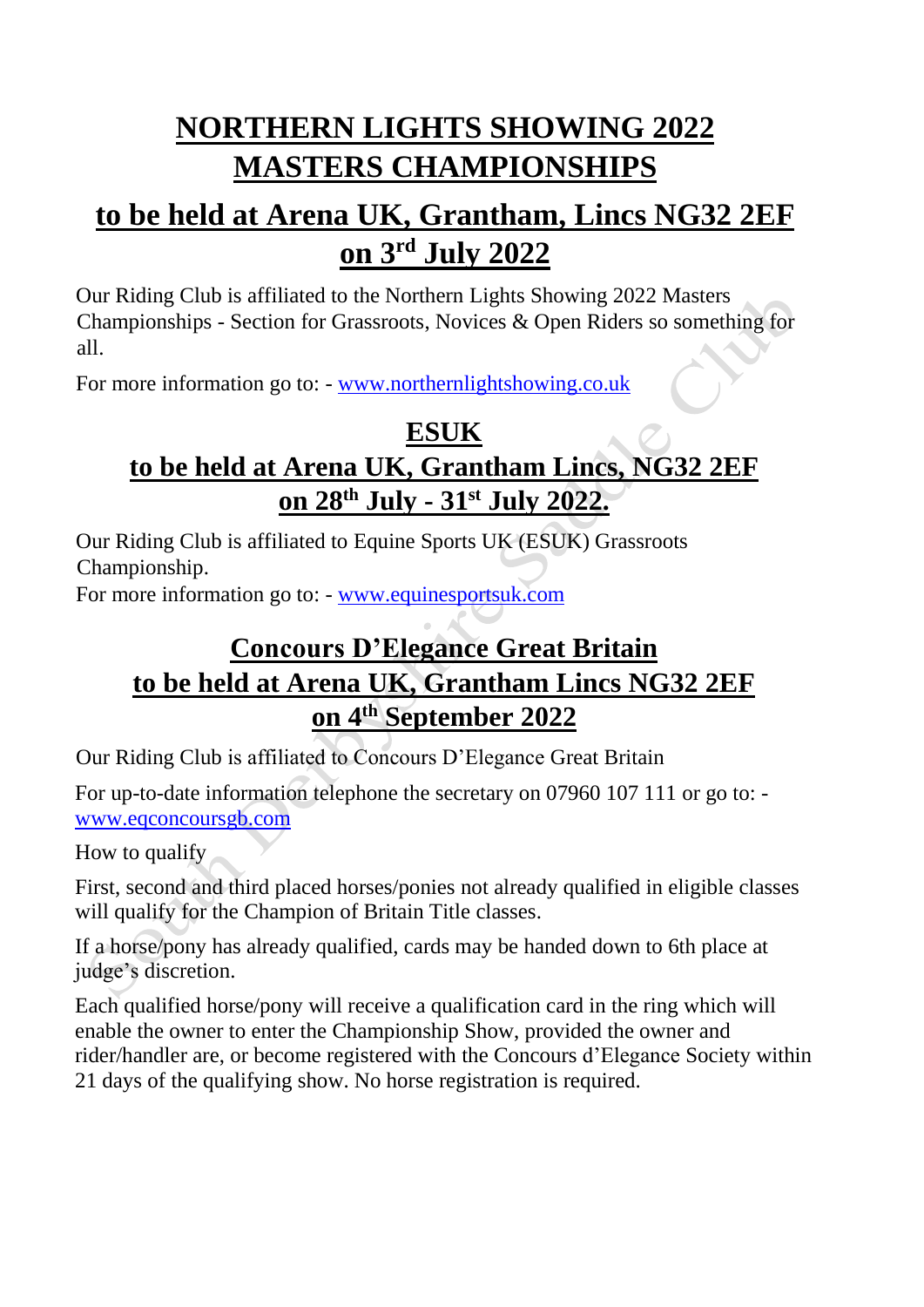# NORTHERN LIGHTS SHOWING 2022 MASTERS CHAMPIONSHIPS

## to be held at Arena UK, Grantham, Lincs NG32 2EF on 3rd July 2022

Our Riding Club is affiliated to the Northern Lights Showing 2022 Masters Championships - Section for Grassroots, Novices & Open Riders so something for all.

For more information go to: - www.northernlightshowing.co.uk

## ESUK

## to be held at Arena UK, Grantham Lincs, NG32 2EF on 28th July - 31st July 2022.

Our Riding Club is affiliated to Equine Sports UK (ESUK) Grassroots Championship.
For more information go to: - www.equinesportsuk.com

## Concours D'Elegance Great Britain to be held at Arena UK, Grantham Lincs NG32 2EF on 4th September 2022

Our Riding Club is affiliated to Concours D'Elegance Great Britain

For up-to-date information telephone the secretary on 07960 107 111 or go to: - www.eqconcoursgb.com

How to qualify

First, second and third placed horses/ponies not already qualified in eligible classes will qualify for the Champion of Britain Title classes.

If a horse/pony has already qualified, cards may be handed down to 6th place at judge's discretion.

Each qualified horse/pony will receive a qualification card in the ring which will enable the owner to enter the Championship Show, provided the owner and rider/handler are, or become registered with the Concours d'Elegance Society within 21 days of the qualifying show. No horse registration is required.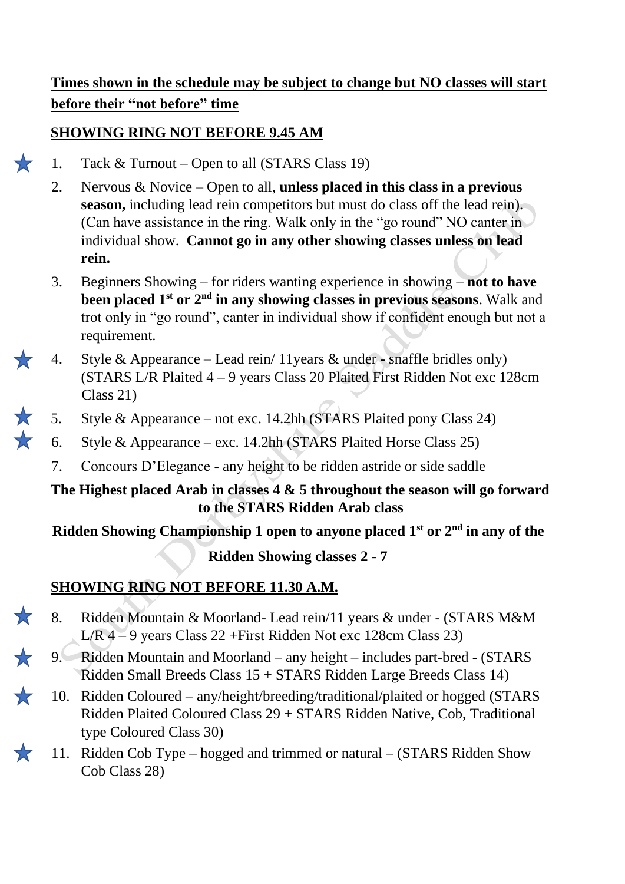**<u>Times shown in the schedule may be subject to change but NO classes will start before their "not before" time</u>**

**<u>SHOWING RING NOT BEFORE 9.45 AM</u>**

★ 1. Tack & Turnout – Open to all (STARS Class 19)

2. Nervous & Novice – Open to all, **unless placed in this class in a previous season,** including lead rein competitors but must do class off the lead rein). (Can have assistance in the ring. Walk only in the "go round" NO canter in individual show. **Cannot go in any other showing classes unless on lead rein.**

3. Beginners Showing – for riders wanting experience in showing – **not to have been placed 1st or 2nd in any showing classes in previous seasons**. Walk and trot only in "go round", canter in individual show if confident enough but not a requirement.

★ 4. Style & Appearance – Lead rein/ 11years & under - snaffle bridles only) (STARS L/R Plaited 4 – 9 years Class 20 Plaited First Ridden Not exc 128cm Class 21)

★ 5. Style & Appearance – not exc. 14.2hh (STARS Plaited pony Class 24)

★ 6. Style & Appearance – exc. 14.2hh (STARS Plaited Horse Class 25)

7. Concours D'Elegance - any height to be ridden astride or side saddle

**The Highest placed Arab in classes 4 & 5 throughout the season will go forward to the STARS Ridden Arab class**

**Ridden Showing Championship 1 open to anyone placed 1st or 2nd in any of the Ridden Showing classes 2 - 7**

**<u>SHOWING RING NOT BEFORE 11.30 A.M.</u>**

★ 8. Ridden Mountain & Moorland- Lead rein/11 years & under - (STARS M&M L/R 4 – 9 years Class 22 +First Ridden Not exc 128cm Class 23)

★ 9. Ridden Mountain and Moorland – any height – includes part-bred - (STARS Ridden Small Breeds Class 15 + STARS Ridden Large Breeds Class 14)

★ 10. Ridden Coloured – any/height/breeding/traditional/plaited or hogged (STARS Ridden Plaited Coloured Class 29 + STARS Ridden Native, Cob, Traditional type Coloured Class 30)

★ 11. Ridden Cob Type – hogged and trimmed or natural – (STARS Ridden Show Cob Class 28)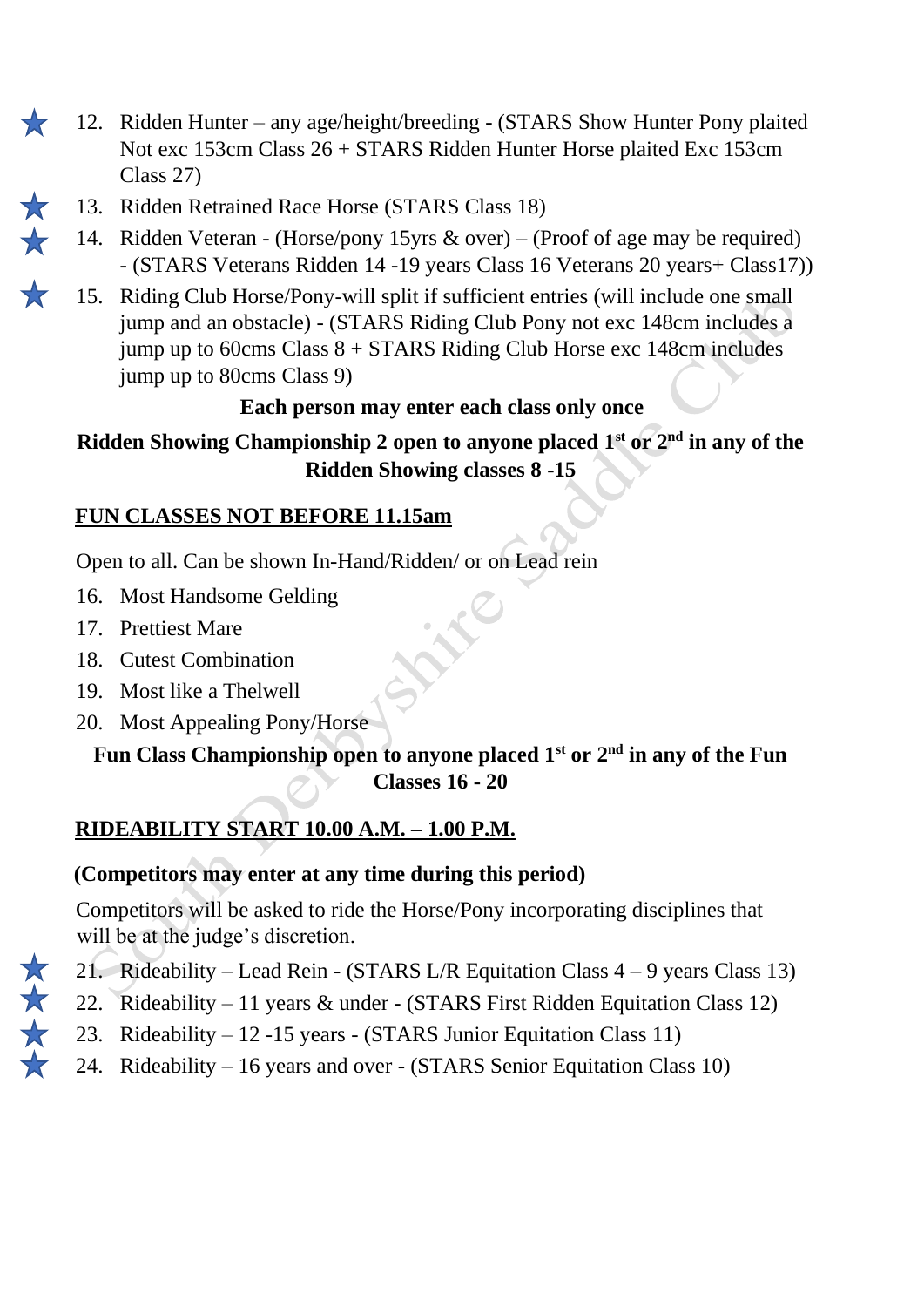12. Ridden Hunter – any age/height/breeding - (STARS Show Hunter Pony plaited Not exc 153cm Class 26 + STARS Ridden Hunter Horse plaited Exc 153cm Class 27)
13. Ridden Retrained Race Horse (STARS Class 18)
14. Ridden Veteran - (Horse/pony 15yrs & over) – (Proof of age may be required) - (STARS Veterans Ridden 14 -19 years Class 16 Veterans 20 years+ Class17))
15. Riding Club Horse/Pony-will split if sufficient entries (will include one small jump and an obstacle) - (STARS Riding Club Pony not exc 148cm includes a jump up to 60cms Class 8 + STARS Riding Club Horse exc 148cm includes jump up to 80cms Class 9)

**Each person may enter each class only once**

**Ridden Showing Championship 2 open to anyone placed 1st or 2nd in any of the Ridden Showing classes 8 -15**

## FUN CLASSES NOT BEFORE 11.15am

Open to all. Can be shown In-Hand/Ridden/ or on Lead rein

16. Most Handsome Gelding
17. Prettiest Mare
18. Cutest Combination
19. Most like a Thelwell
20. Most Appealing Pony/Horse

**Fun Class Championship open to anyone placed 1st or 2nd in any of the Fun Classes 16 - 20**

## RIDEABILITY START 10.00 A.M. – 1.00 P.M.

**(Competitors may enter at any time during this period)**

Competitors will be asked to ride the Horse/Pony incorporating disciplines that will be at the judge's discretion.

21. Rideability – Lead Rein - (STARS L/R Equitation Class 4 – 9 years Class 13)
22. Rideability – 11 years & under - (STARS First Ridden Equitation Class 12)
23. Rideability – 12 -15 years - (STARS Junior Equitation Class 11)
24. Rideability – 16 years and over - (STARS Senior Equitation Class 10)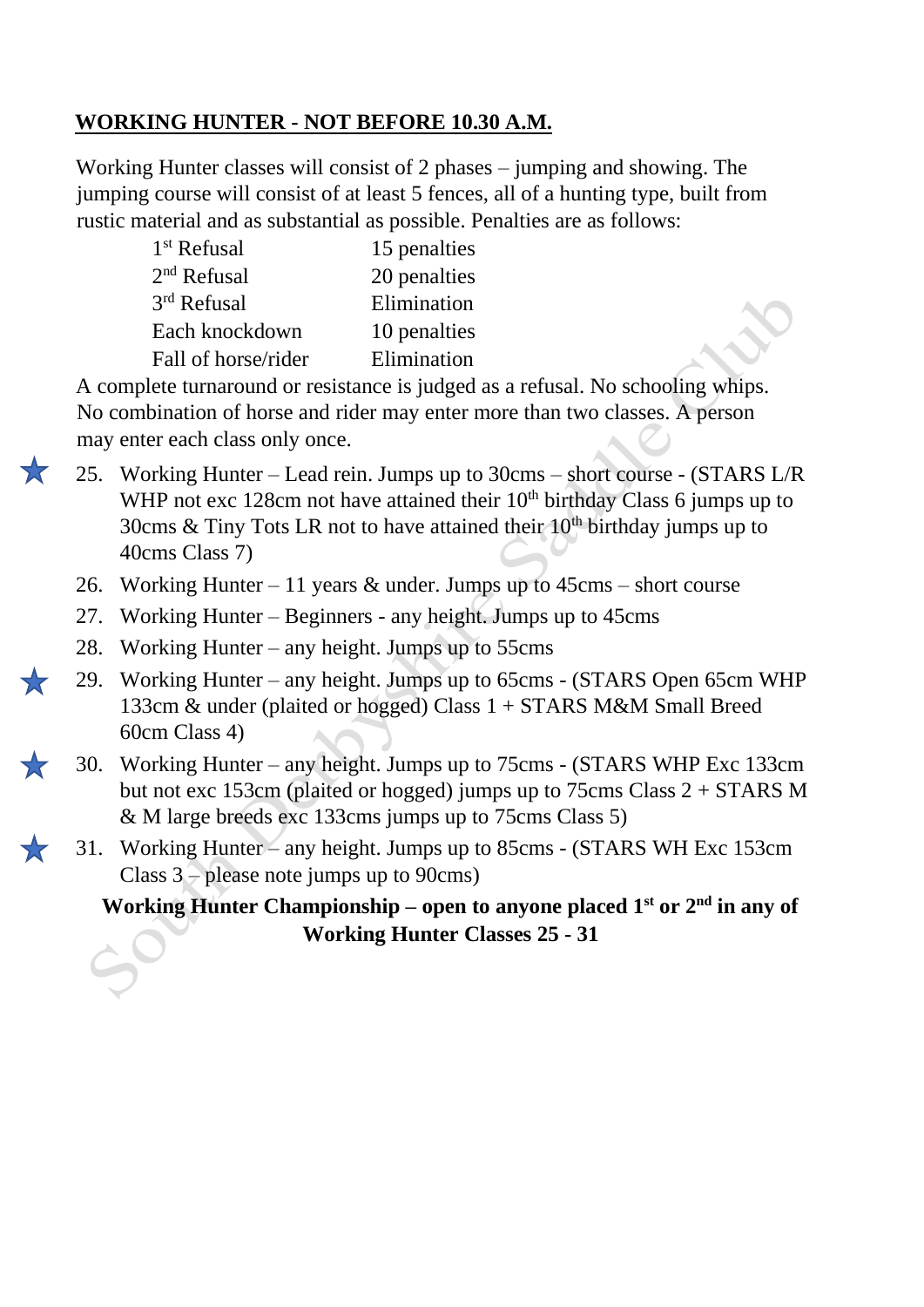## WORKING HUNTER - NOT BEFORE 10.30 A.M.

Working Hunter classes will consist of 2 phases – jumping and showing. The jumping course will consist of at least 5 fences, all of a hunting type, built from rustic material and as substantial as possible. Penalties are as follows:

| | |
|---|---|
| 1st Refusal | 15 penalties |
| 2nd Refusal | 20 penalties |
| 3rd Refusal | Elimination |
| Each knockdown | 10 penalties |
| Fall of horse/rider | Elimination |

A complete turnaround or resistance is judged as a refusal. No schooling whips. No combination of horse and rider may enter more than two classes. A person may enter each class only once.

25. ★ Working Hunter – Lead rein. Jumps up to 30cms – short course - (STARS L/R WHP not exc 128cm not have attained their 10th birthday Class 6 jumps up to 30cms & Tiny Tots LR not to have attained their 10th birthday jumps up to 40cms Class 7)
26. Working Hunter – 11 years & under. Jumps up to 45cms – short course
27. Working Hunter – Beginners - any height. Jumps up to 45cms
28. Working Hunter – any height. Jumps up to 55cms
29. ★ Working Hunter – any height. Jumps up to 65cms - (STARS Open 65cm WHP 133cm & under (plaited or hogged) Class 1 + STARS M&M Small Breed 60cm Class 4)
30. ★ Working Hunter – any height. Jumps up to 75cms - (STARS WHP Exc 133cm but not exc 153cm (plaited or hogged) jumps up to 75cms Class 2 + STARS M & M large breeds exc 133cms jumps up to 75cms Class 5)
31. ★ Working Hunter – any height. Jumps up to 85cms - (STARS WH Exc 153cm Class 3 – please note jumps up to 90cms)

**Working Hunter Championship – open to anyone placed 1st or 2nd in any of Working Hunter Classes 25 - 31**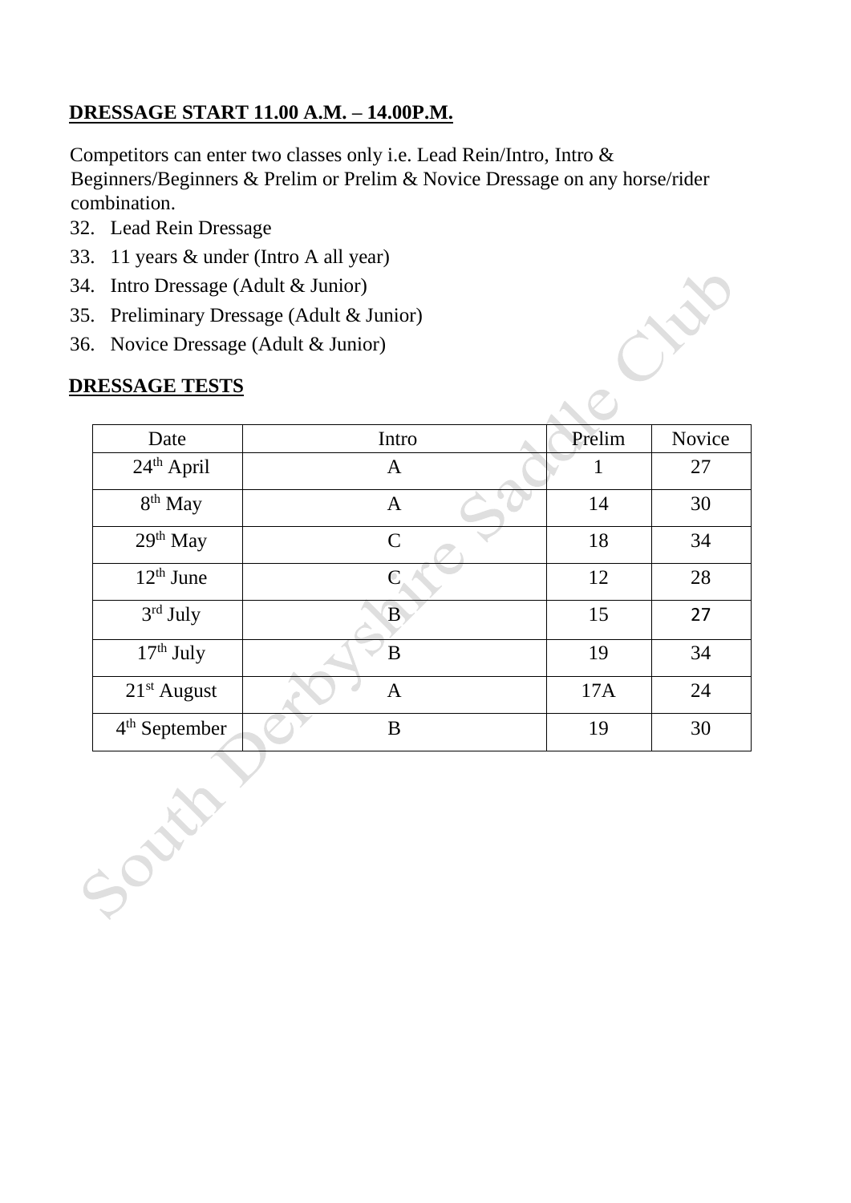**DRESSAGE START 11.00 A.M. – 14.00P.M.**

Competitors can enter two classes only i.e. Lead Rein/Intro, Intro & Beginners/Beginners & Prelim or Prelim & Novice Dressage on any horse/rider combination.

32. Lead Rein Dressage
33. 11 years & under (Intro A all year)
34. Intro Dressage (Adult & Junior)
35. Preliminary Dressage (Adult & Junior)
36. Novice Dressage (Adult & Junior)

**DRESSAGE TESTS**

| Date | Intro | Prelim | Novice |
|---|---|---|---|
| 24th April | A | 1 | 27 |
| 8th May | A | 14 | 30 |
| 29th May | C | 18 | 34 |
| 12th June | C | 12 | 28 |
| 3rd July | B | 15 | 27 |
| 17th July | B | 19 | 34 |
| 21st August | A | 17A | 24 |
| 4th September | B | 19 | 30 |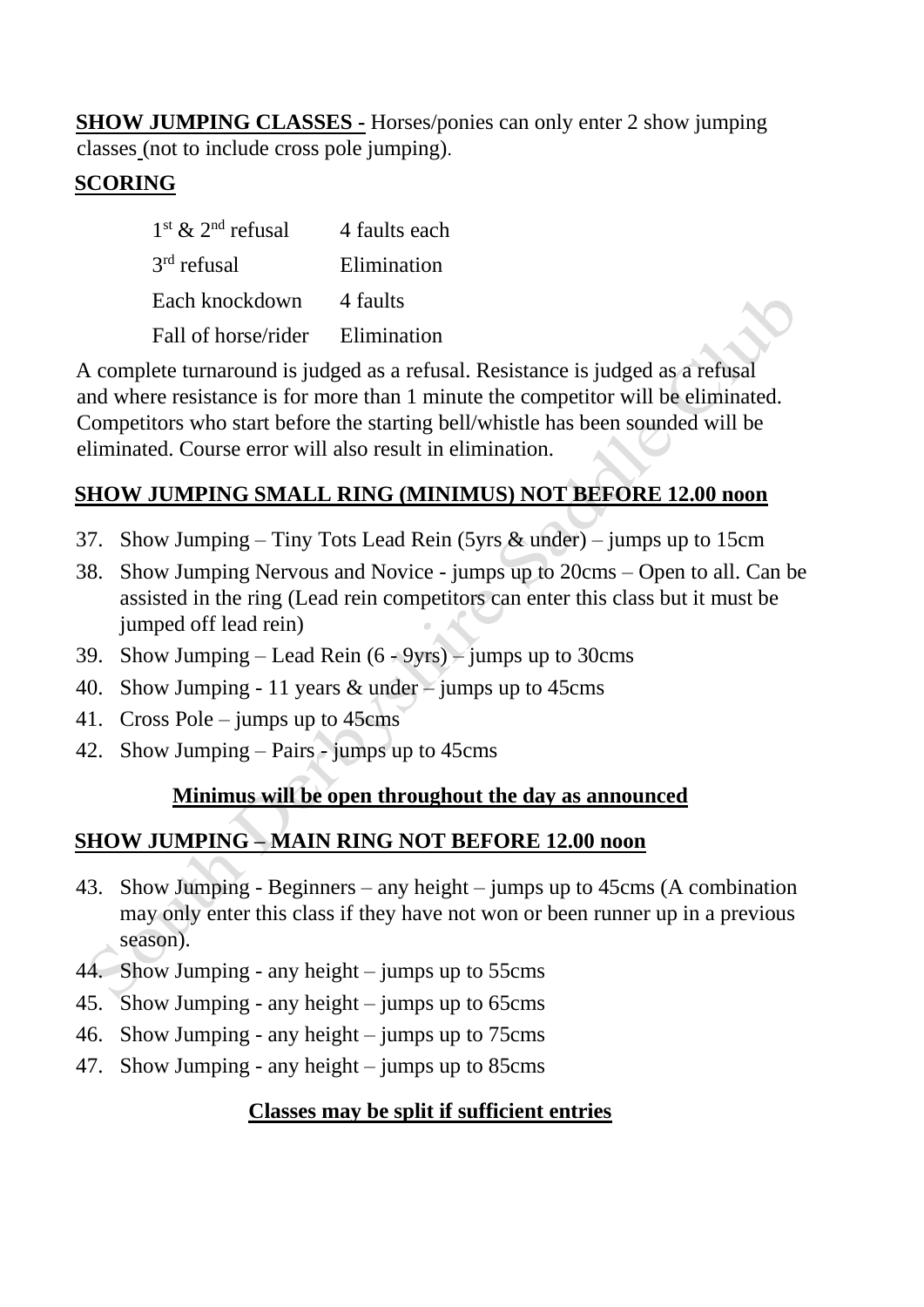**SHOW JUMPING CLASSES -** Horses/ponies can only enter 2 show jumping classes (not to include cross pole jumping).

**SCORING**

| | |
|---|---|
| 1st & 2nd refusal | 4 faults each |
| 3rd refusal | Elimination |
| Each knockdown | 4 faults |
| Fall of horse/rider | Elimination |

A complete turnaround is judged as a refusal. Resistance is judged as a refusal and where resistance is for more than 1 minute the competitor will be eliminated. Competitors who start before the starting bell/whistle has been sounded will be eliminated. Course error will also result in elimination.

**SHOW JUMPING SMALL RING (MINIMUS) NOT BEFORE 12.00 noon**

37. Show Jumping – Tiny Tots Lead Rein (5yrs & under) – jumps up to 15cm
38. Show Jumping Nervous and Novice - jumps up to 20cms – Open to all. Can be assisted in the ring (Lead rein competitors can enter this class but it must be jumped off lead rein)
39. Show Jumping – Lead Rein (6 - 9yrs) – jumps up to 30cms
40. Show Jumping - 11 years & under – jumps up to 45cms
41. Cross Pole – jumps up to 45cms
42. Show Jumping – Pairs - jumps up to 45cms

**Minimus will be open throughout the day as announced**

**SHOW JUMPING – MAIN RING NOT BEFORE 12.00 noon**

43. Show Jumping - Beginners – any height – jumps up to 45cms (A combination may only enter this class if they have not won or been runner up in a previous season).
44. Show Jumping - any height – jumps up to 55cms
45. Show Jumping - any height – jumps up to 65cms
46. Show Jumping - any height – jumps up to 75cms
47. Show Jumping - any height – jumps up to 85cms

**Classes may be split if sufficient entries**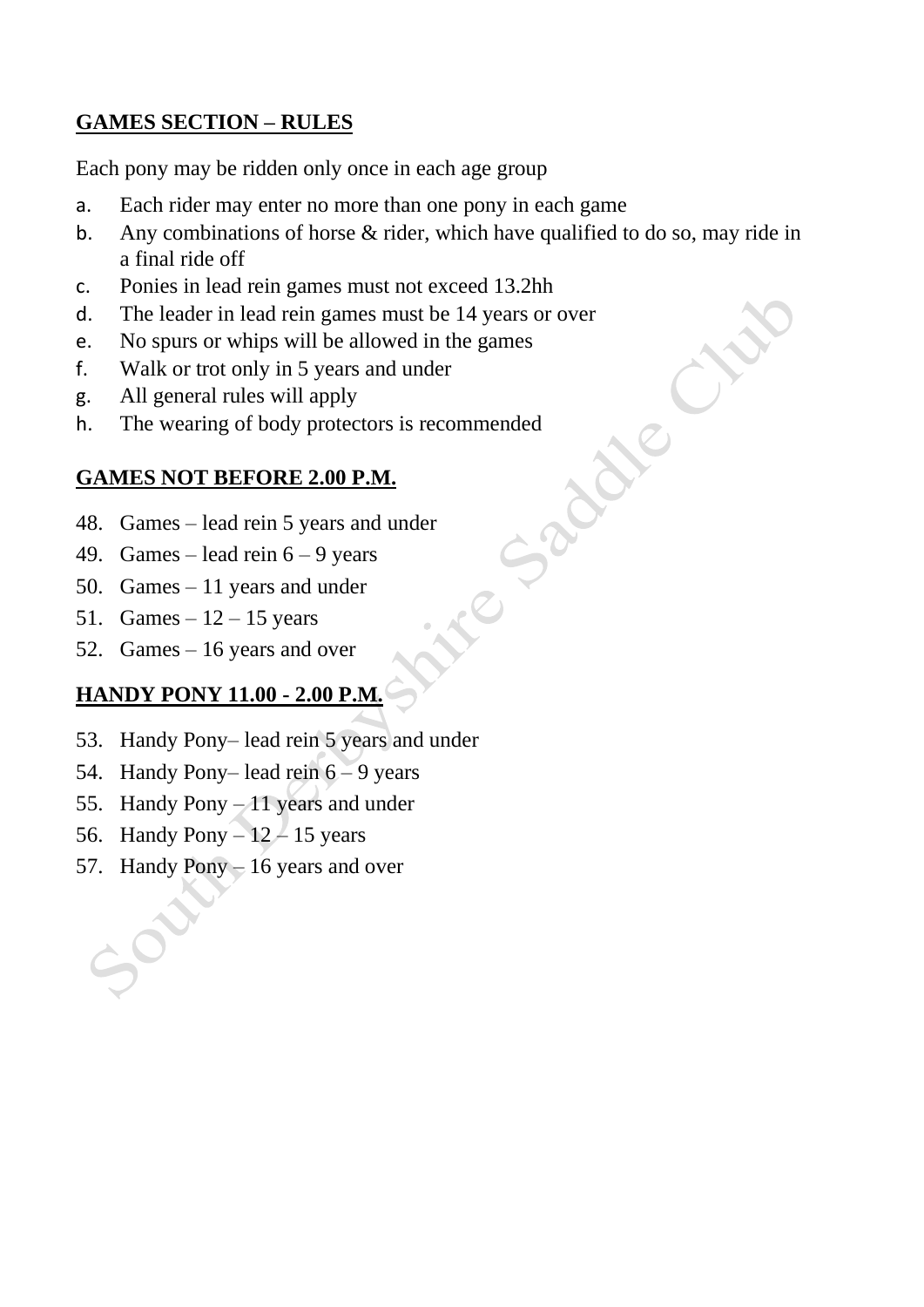**GAMES SECTION – RULES**

Each pony may be ridden only once in each age group

a. Each rider may enter no more than one pony in each game
b. Any combinations of horse & rider, which have qualified to do so, may ride in a final ride off
c. Ponies in lead rein games must not exceed 13.2hh
d. The leader in lead rein games must be 14 years or over
e. No spurs or whips will be allowed in the games
f. Walk or trot only in 5 years and under
g. All general rules will apply
h. The wearing of body protectors is recommended

**GAMES NOT BEFORE 2.00 P.M.**

48. Games – lead rein 5 years and under
49. Games – lead rein 6 – 9 years
50. Games – 11 years and under
51. Games – 12 – 15 years
52. Games – 16 years and over

**HANDY PONY 11.00 - 2.00 P.M.**

53. Handy Pony– lead rein 5 years and under
54. Handy Pony– lead rein 6 – 9 years
55. Handy Pony – 11 years and under
56. Handy Pony – 12 – 15 years
57. Handy Pony – 16 years and over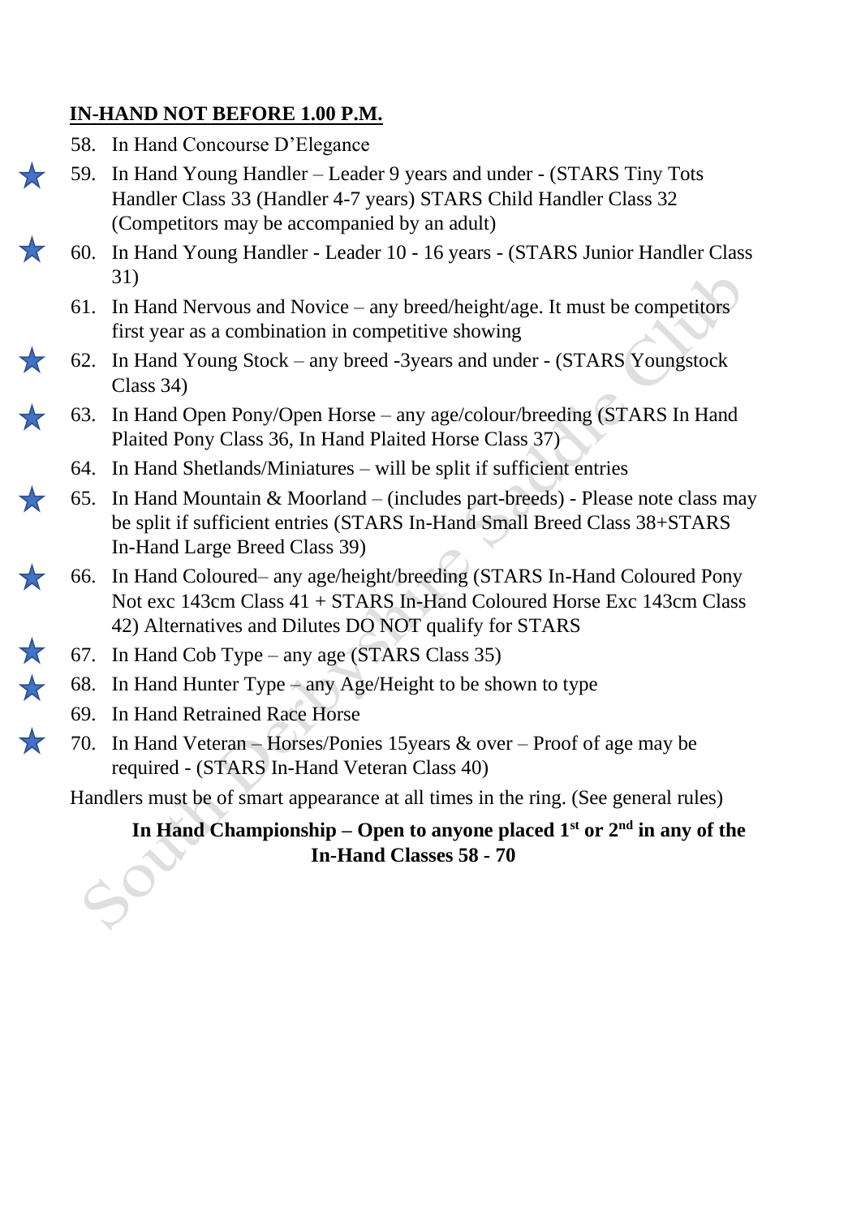**IN-HAND NOT BEFORE 1.00 P.M.**

58. In Hand Concourse D'Elegance
59. In Hand Young Handler – Leader 9 years and under - (STARS Tiny Tots Handler Class 33 (Handler 4-7 years) STARS Child Handler Class 32 (Competitors may be accompanied by an adult)
60. In Hand Young Handler - Leader 10 - 16 years - (STARS Junior Handler Class 31)
61. In Hand Nervous and Novice – any breed/height/age. It must be competitors first year as a combination in competitive showing
62. In Hand Young Stock – any breed -3years and under - (STARS Youngstock Class 34)
63. In Hand Open Pony/Open Horse – any age/colour/breeding (STARS In Hand Plaited Pony Class 36, In Hand Plaited Horse Class 37)
64. In Hand Shetlands/Miniatures – will be split if sufficient entries
65. In Hand Mountain & Moorland – (includes part-breeds) - Please note class may be split if sufficient entries (STARS In-Hand Small Breed Class 38+STARS In-Hand Large Breed Class 39)
66. In Hand Coloured– any age/height/breeding (STARS In-Hand Coloured Pony Not exc 143cm Class 41 + STARS In-Hand Coloured Horse Exc 143cm Class 42) Alternatives and Dilutes DO NOT qualify for STARS
67. In Hand Cob Type – any age (STARS Class 35)
68. In Hand Hunter Type – any Age/Height to be shown to type
69. In Hand Retrained Race Horse
70. In Hand Veteran – Horses/Ponies 15years & over – Proof of age may be required - (STARS In-Hand Veteran Class 40)

Handlers must be of smart appearance at all times in the ring. (See general rules)

**In Hand Championship – Open to anyone placed 1st or 2nd in any of the In-Hand Classes 58 - 70**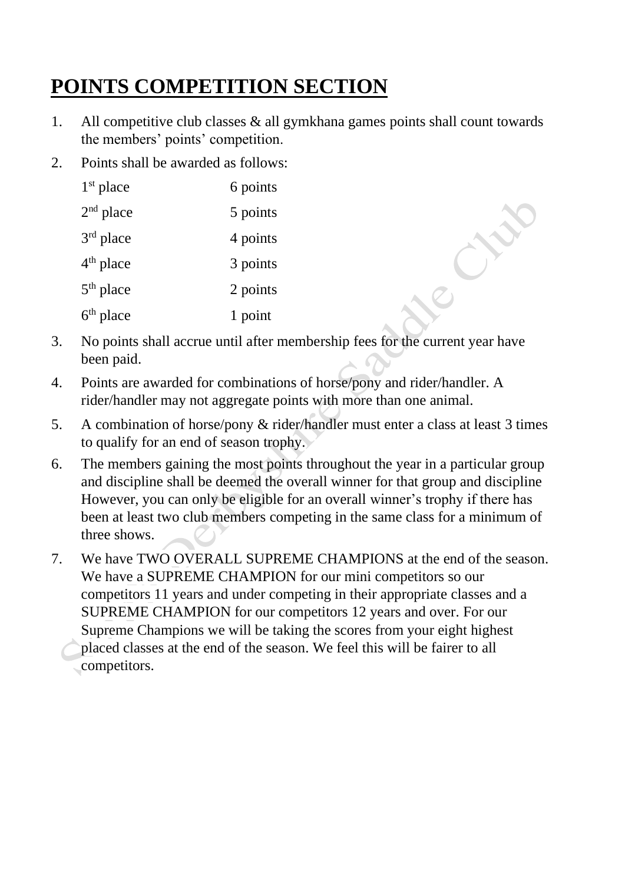# POINTS COMPETITION SECTION

1. All competitive club classes & all gymkhana games points shall count towards the members' points' competition.
2. Points shall be awarded as follows:

| | |
|---|---|
| 1st place | 6 points |
| 2nd place | 5 points |
| 3rd place | 4 points |
| 4th place | 3 points |
| 5th place | 2 points |
| 6th place | 1 point |

3. No points shall accrue until after membership fees for the current year have been paid.
4. Points are awarded for combinations of horse/pony and rider/handler. A rider/handler may not aggregate points with more than one animal.
5. A combination of horse/pony & rider/handler must enter a class at least 3 times to qualify for an end of season trophy.
6. The members gaining the most points throughout the year in a particular group and discipline shall be deemed the overall winner for that group and discipline However, you can only be eligible for an overall winner's trophy if there has been at least two club members competing in the same class for a minimum of three shows.
7. We have TWO OVERALL SUPREME CHAMPIONS at the end of the season. We have a SUPREME CHAMPION for our mini competitors so our competitors 11 years and under competing in their appropriate classes and a SUPREME CHAMPION for our competitors 12 years and over. For our Supreme Champions we will be taking the scores from your eight highest placed classes at the end of the season. We feel this will be fairer to all competitors.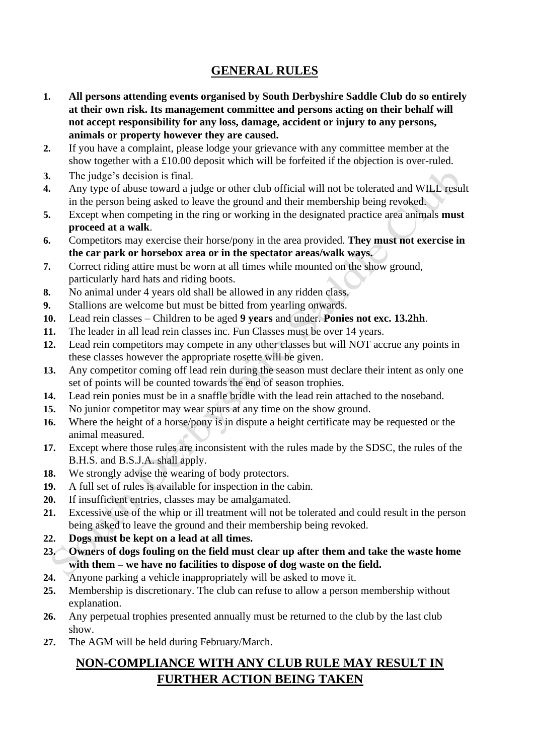## GENERAL RULES

1. **All persons attending events organised by South Derbyshire Saddle Club do so entirely at their own risk. Its management committee and persons acting on their behalf will not accept responsibility for any loss, damage, accident or injury to any persons, animals or property however they are caused.**
2. If you have a complaint, please lodge your grievance with any committee member at the show together with a £10.00 deposit which will be forfeited if the objection is over-ruled.
3. The judge's decision is final.
4. Any type of abuse toward a judge or other club official will not be tolerated and WILL result in the person being asked to leave the ground and their membership being revoked.
5. Except when competing in the ring or working in the designated practice area animals **must proceed at a walk**.
6. Competitors may exercise their horse/pony in the area provided. **They must not exercise in the car park or horsebox area or in the spectator areas/walk ways.**
7. Correct riding attire must be worn at all times while mounted on the show ground, particularly hard hats and riding boots.
8. No animal under 4 years old shall be allowed in any ridden class.
9. Stallions are welcome but must be bitted from yearling onwards.
10. Lead rein classes – Children to be aged **9 years** and under. **Ponies not exc. 13.2hh**.
11. The leader in all lead rein classes inc. Fun Classes must be over 14 years.
12. Lead rein competitors may compete in any other classes but will NOT accrue any points in these classes however the appropriate rosette will be given.
13. Any competitor coming off lead rein during the season must declare their intent as only one set of points will be counted towards the end of season trophies.
14. Lead rein ponies must be in a snaffle bridle with the lead rein attached to the noseband.
15. No junior competitor may wear spurs at any time on the show ground.
16. Where the height of a horse/pony is in dispute a height certificate may be requested or the animal measured.
17. Except where those rules are inconsistent with the rules made by the SDSC, the rules of the B.H.S. and B.S.J.A. shall apply.
18. We strongly advise the wearing of body protectors.
19. A full set of rules is available for inspection in the cabin.
20. If insufficient entries, classes may be amalgamated.
21. Excessive use of the whip or ill treatment will not be tolerated and could result in the person being asked to leave the ground and their membership being revoked.
22. **Dogs must be kept on a lead at all times.**
23. **Owners of dogs fouling on the field must clear up after them and take the waste home with them – we have no facilities to dispose of dog waste on the field.**
24. Anyone parking a vehicle inappropriately will be asked to move it.
25. Membership is discretionary. The club can refuse to allow a person membership without explanation.
26. Any perpetual trophies presented annually must be returned to the club by the last club show.
27. The AGM will be held during February/March.

## NON-COMPLIANCE WITH ANY CLUB RULE MAY RESULT IN FURTHER ACTION BEING TAKEN